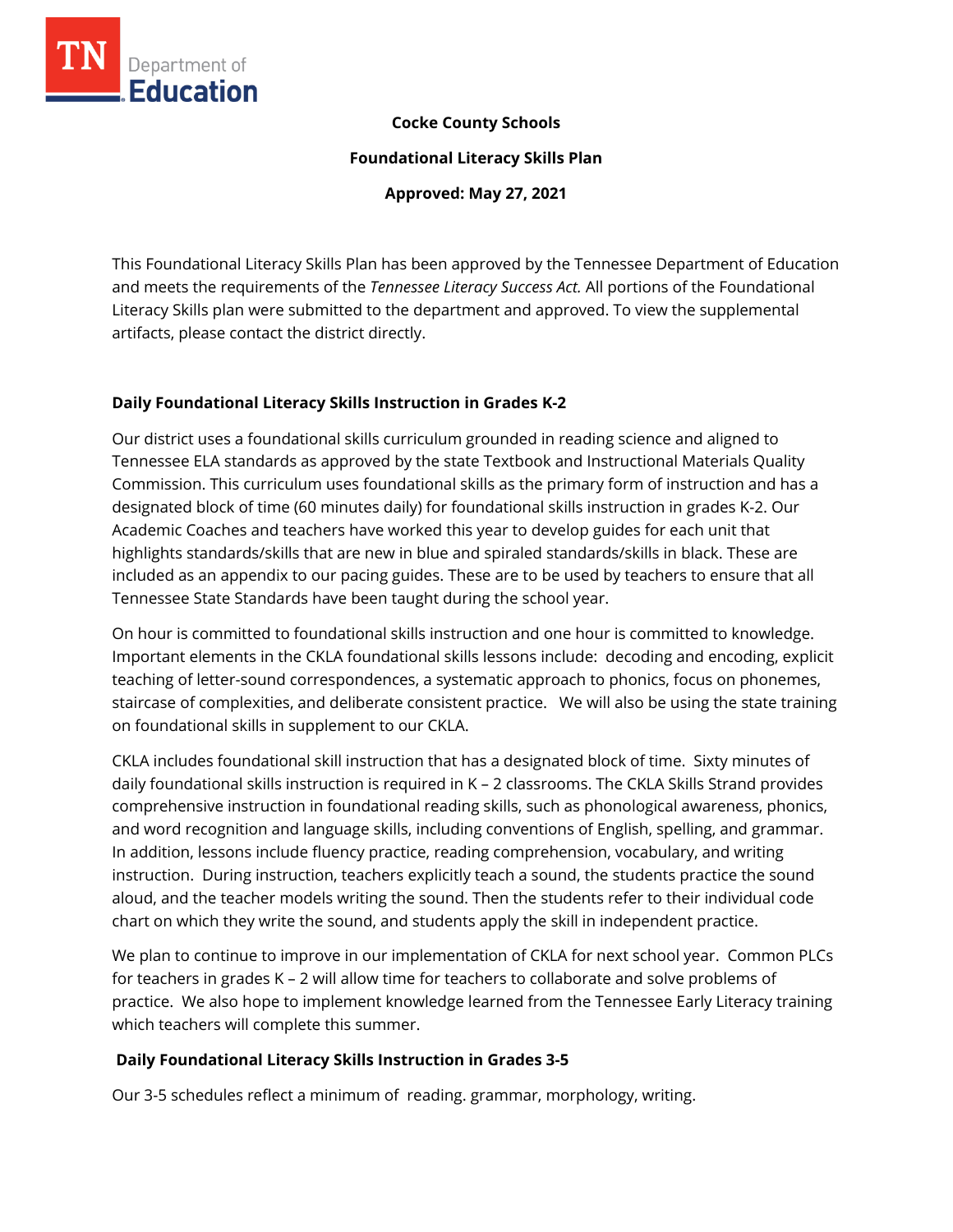Cocke County Schools

Foundational Literacy Skills Plan

Approved: May 27, 2021

This Foundational Literacy Skills Plan has been approved by the Tennessee Department of Education and meets the requirements of the *Tennessee Literacy Success Act.* All portions of the Foundational Literacy Skills plan were submitted to the department and approved. To view the supplemental artifacts, please contact the district directly.

## Daily Foundational Literacy Skills Instruction in Grades K-2

Our district uses a foundational skills curriculum grounded in reading science and aligned to Tennessee ELA standards as approved by the state Textbook and Instructional Materials Quality Commission. This curriculum uses foundational skills as the primary form of instruction and has a designated block of time (60 minutes daily) for foundational skills instruction in grades K-2. Our Academic Coaches and teachers have worked this year to develop guides for each unit that highlights standards/skills that are new in blue and spiraled standards/skills in black. These are included as an appendix to our pacing guides. These are to be used by teachers to ensure that all Tennessee State Standards have been taught during the school year.

On hour is committed to foundational skills instruction and one hour is committed to knowledge. Important elements in the CKLA foundational skills lessons include: decoding and encoding, explicit teaching of letter-sound correspondences, a systematic approach to phonics, focus on phonemes, staircase of complexities, and deliberate consistent practice. We will also be using the state training on foundational skills in supplement to our CKLA.

CKLA includes foundational skill instruction that has a designated block of time. Sixty minutes of daily foundational skills instruction is required in K – 2 classrooms. The CKLA Skills Strand provides comprehensive instruction in foundational reading skills, such as phonological awareness, phonics, and word recognition and language skills, including conventions of English, spelling, and grammar. In addition, lessons include fluency practice, reading comprehension, vocabulary, and writing instruction. During instruction, teachers explicitly teach a sound, the students practice the sound aloud, and the teacher models writing the sound. Then the students refer to their individual code chart on which they write the sound, and students apply the skill in independent practice.

We plan to continue to improve in our implementation of CKLA for next school year. Common PLCs for teachers in grades K – 2 will allow time for teachers to collaborate and solve problems of practice. We also hope to implement knowledge learned from the Tennessee Early Literacy training which teachers will complete this summer.

## Daily Foundational Literacy Skills Instruction in Grades 3-5

Our 3-5 schedules reflect a minimum of reading. grammar, morphology, writing.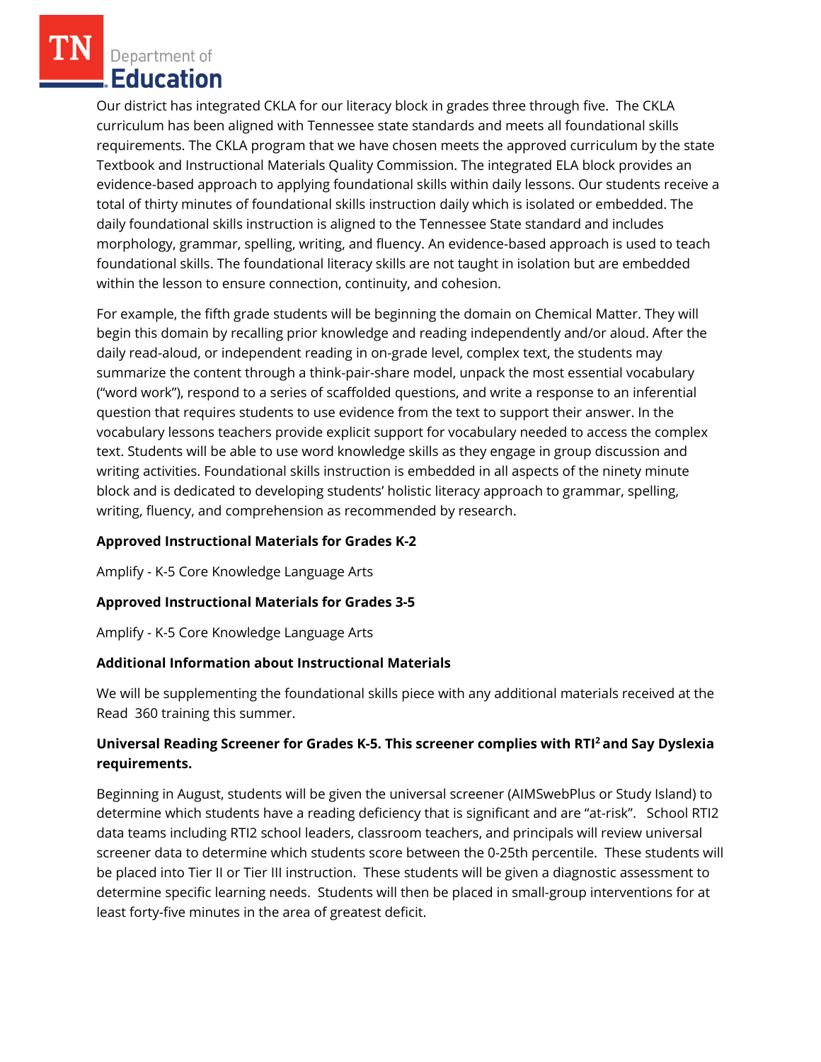Our district has integrated CKLA for our literacy block in grades three through five. The CKLA curriculum has been aligned with Tennessee state standards and meets all foundational skills requirements. The CKLA program that we have chosen meets the approved curriculum by the state Textbook and Instructional Materials Quality Commission. The integrated ELA block provides an evidence-based approach to applying foundational skills within daily lessons. Our students receive a total of thirty minutes of foundational skills instruction daily which is isolated or embedded. The daily foundational skills instruction is aligned to the Tennessee State standard and includes morphology, grammar, spelling, writing, and fluency. An evidence-based approach is used to teach foundational skills. The foundational literacy skills are not taught in isolation but are embedded within the lesson to ensure connection, continuity, and cohesion.

For example, the fifth grade students will be beginning the domain on Chemical Matter. They will begin this domain by recalling prior knowledge and reading independently and/or aloud. After the daily read-aloud, or independent reading in on-grade level, complex text, the students may summarize the content through a think-pair-share model, unpack the most essential vocabulary ("word work"), respond to a series of scaffolded questions, and write a response to an inferential question that requires students to use evidence from the text to support their answer. In the vocabulary lessons teachers provide explicit support for vocabulary needed to access the complex text. Students will be able to use word knowledge skills as they engage in group discussion and writing activities. Foundational skills instruction is embedded in all aspects of the ninety minute block and is dedicated to developing students' holistic literacy approach to grammar, spelling, writing, fluency, and comprehension as recommended by research.

### Approved Instructional Materials for Grades K-2

Amplify - K-5 Core Knowledge Language Arts

### Approved Instructional Materials for Grades 3-5

Amplify - K-5 Core Knowledge Language Arts

### Additional Information about Instructional Materials

We will be supplementing the foundational skills piece with any additional materials received at the Read 360 training this summer.

### Universal Reading Screener for Grades K-5. This screener complies with RTI² and Say Dyslexia requirements.

Beginning in August, students will be given the universal screener (AIMSwebPlus or Study Island) to determine which students have a reading deficiency that is significant and are "at-risk". School RTI2 data teams including RTI2 school leaders, classroom teachers, and principals will review universal screener data to determine which students score between the 0-25th percentile. These students will be placed into Tier II or Tier III instruction. These students will be given a diagnostic assessment to determine specific learning needs. Students will then be placed in small-group interventions for at least forty-five minutes in the area of greatest deficit.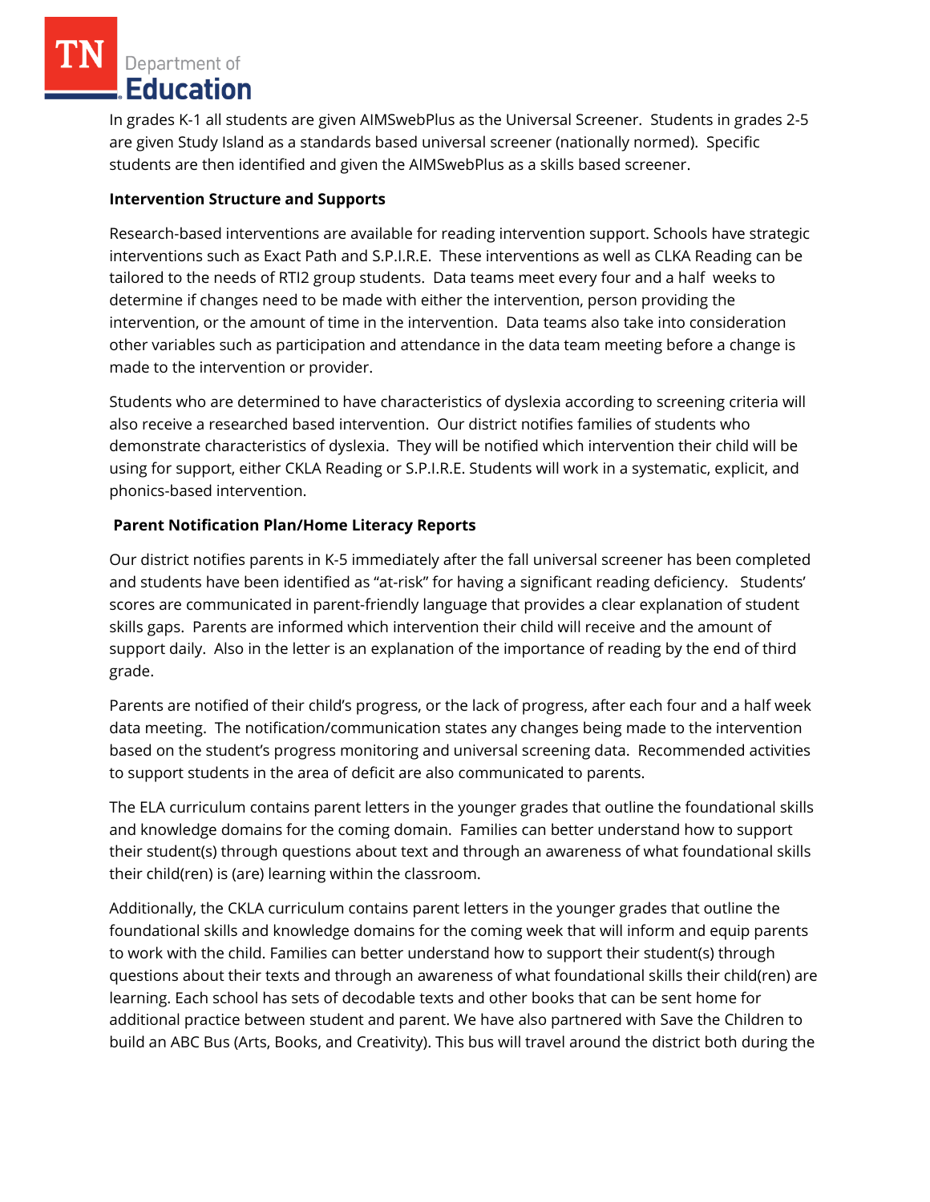In grades K-1 all students are given AIMSwebPlus as the Universal Screener. Students in grades 2-5 are given Study Island as a standards based universal screener (nationally normed). Specific students are then identified and given the AIMSwebPlus as a skills based screener.

**Intervention Structure and Supports**

Research-based interventions are available for reading intervention support. Schools have strategic interventions such as Exact Path and S.P.I.R.E. These interventions as well as CLKA Reading can be tailored to the needs of RTI2 group students. Data teams meet every four and a half weeks to determine if changes need to be made with either the intervention, person providing the intervention, or the amount of time in the intervention. Data teams also take into consideration other variables such as participation and attendance in the data team meeting before a change is made to the intervention or provider.

Students who are determined to have characteristics of dyslexia according to screening criteria will also receive a researched based intervention. Our district notifies families of students who demonstrate characteristics of dyslexia. They will be notified which intervention their child will be using for support, either CKLA Reading or S.P.I.R.E. Students will work in a systematic, explicit, and phonics-based intervention.

**Parent Notification Plan/Home Literacy Reports**

Our district notifies parents in K-5 immediately after the fall universal screener has been completed and students have been identified as "at-risk" for having a significant reading deficiency. Students' scores are communicated in parent-friendly language that provides a clear explanation of student skills gaps. Parents are informed which intervention their child will receive and the amount of support daily. Also in the letter is an explanation of the importance of reading by the end of third grade.

Parents are notified of their child's progress, or the lack of progress, after each four and a half week data meeting. The notification/communication states any changes being made to the intervention based on the student's progress monitoring and universal screening data. Recommended activities to support students in the area of deficit are also communicated to parents.

The ELA curriculum contains parent letters in the younger grades that outline the foundational skills and knowledge domains for the coming domain. Families can better understand how to support their student(s) through questions about text and through an awareness of what foundational skills their child(ren) is (are) learning within the classroom.

Additionally, the CKLA curriculum contains parent letters in the younger grades that outline the foundational skills and knowledge domains for the coming week that will inform and equip parents to work with the child. Families can better understand how to support their student(s) through questions about their texts and through an awareness of what foundational skills their child(ren) are learning. Each school has sets of decodable texts and other books that can be sent home for additional practice between student and parent. We have also partnered with Save the Children to build an ABC Bus (Arts, Books, and Creativity). This bus will travel around the district both during the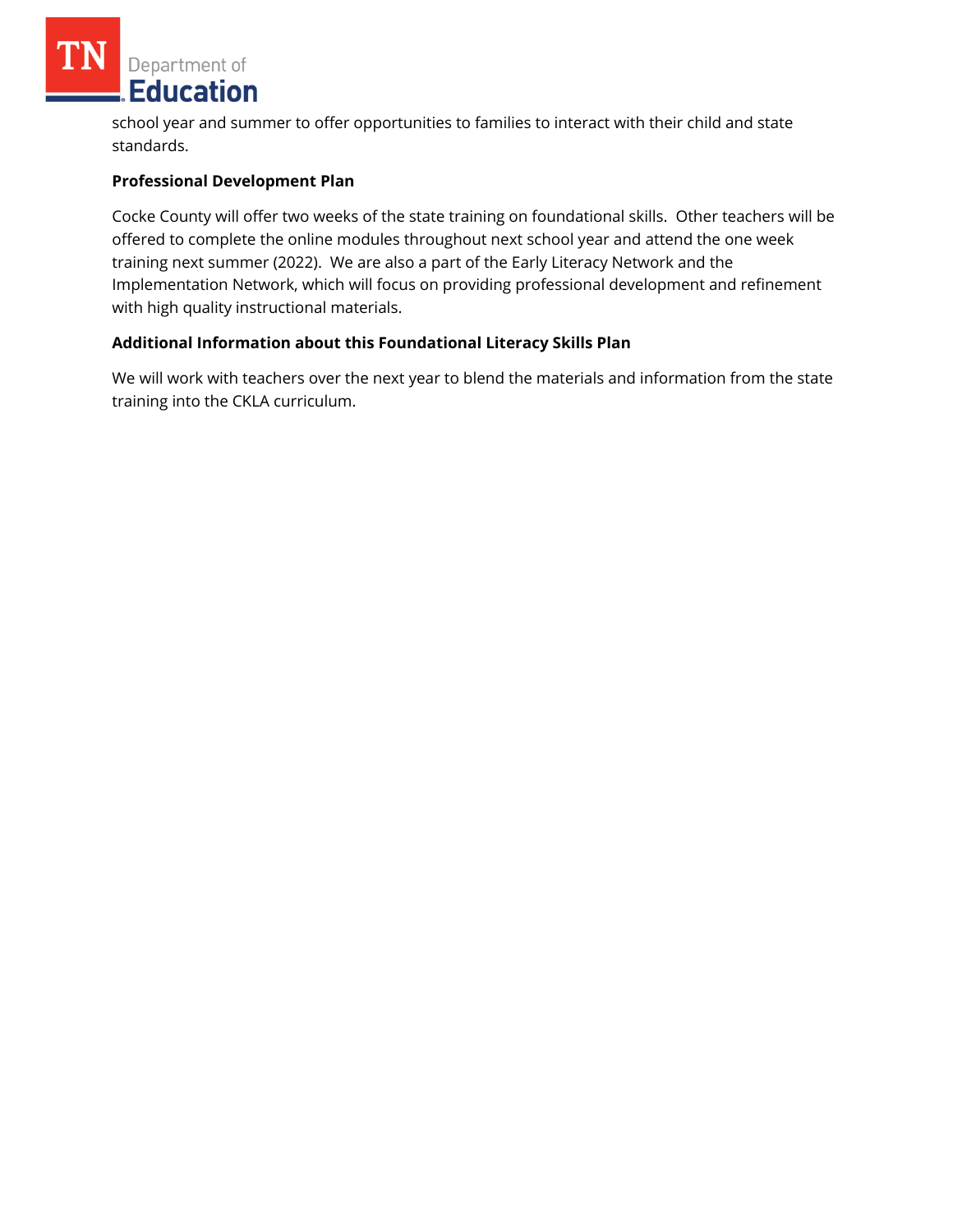school year and summer to offer opportunities to families to interact with their child and state standards.

**Professional Development Plan**

Cocke County will offer two weeks of the state training on foundational skills. Other teachers will be offered to complete the online modules throughout next school year and attend the one week training next summer (2022). We are also a part of the Early Literacy Network and the Implementation Network, which will focus on providing professional development and refinement with high quality instructional materials.

**Additional Information about this Foundational Literacy Skills Plan**

We will work with teachers over the next year to blend the materials and information from the state training into the CKLA curriculum.